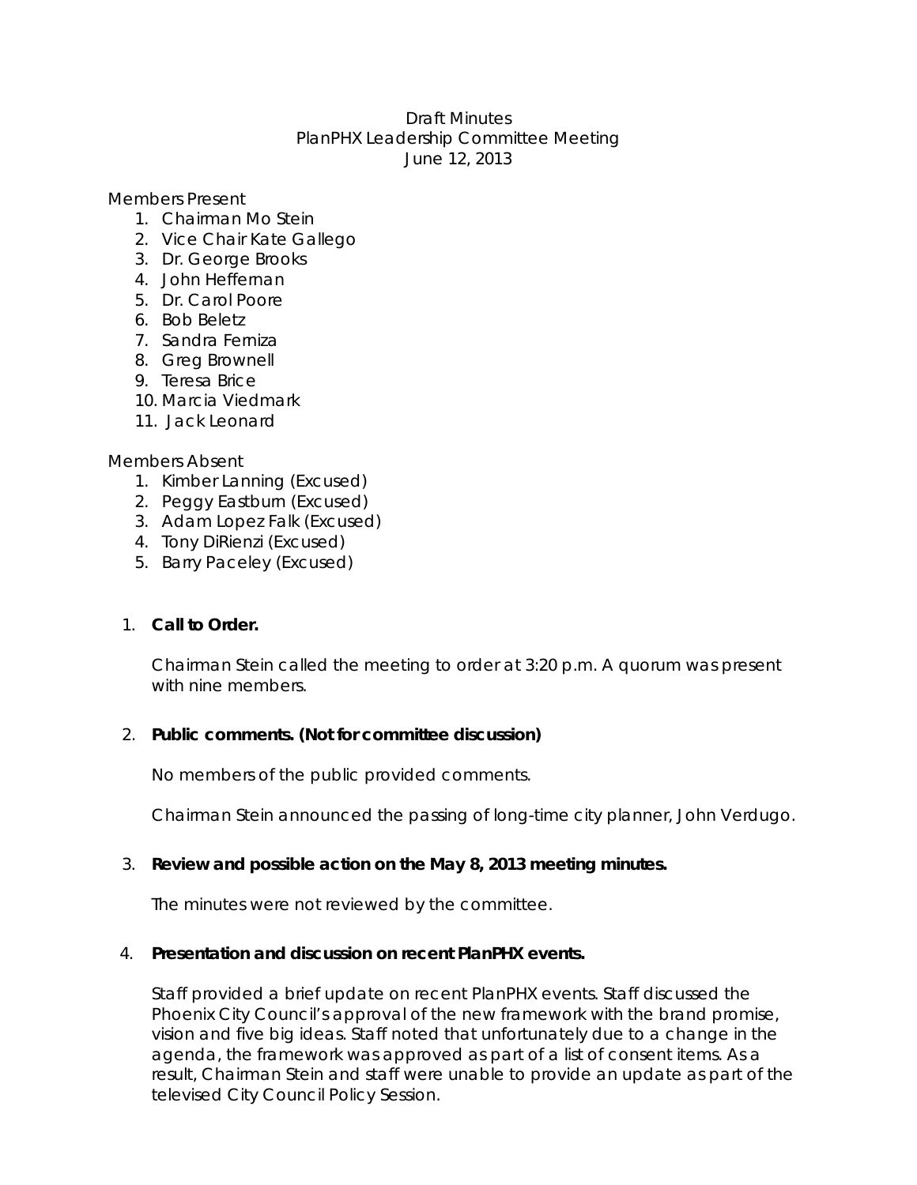Draft Minutes
PlanPHX Leadership Committee Meeting
June 12, 2013

Members Present

1. Chairman Mo Stein
2. Vice Chair Kate Gallego
3. Dr. George Brooks
4. John Heffernan
5. Dr. Carol Poore
6. Bob Beletz
7. Sandra Ferniza
8. Greg Brownell
9. Teresa Brice
10. Marcia Viedmark
11. Jack Leonard

Members Absent

1. Kimber Lanning (Excused)
2. Peggy Eastburn (Excused)
3. Adam Lopez Falk (Excused)
4. Tony DiRienzi (Excused)
5. Barry Paceley (Excused)

1. **Call to Order.**

   Chairman Stein called the meeting to order at 3:20 p.m. A quorum was present with nine members.

2. **Public comments. (Not for committee discussion)**

   No members of the public provided comments.

   Chairman Stein announced the passing of long-time city planner, John Verdugo.

3. **Review and possible action on the May 8, 2013 meeting minutes.**

   The minutes were not reviewed by the committee.

4. **Presentation and discussion on recent PlanPHX events.**

   Staff provided a brief update on recent PlanPHX events. Staff discussed the Phoenix City Council's approval of the new framework with the brand promise, vision and five big ideas. Staff noted that unfortunately due to a change in the agenda, the framework was approved as part of a list of consent items. As a result, Chairman Stein and staff were unable to provide an update as part of the televised City Council Policy Session.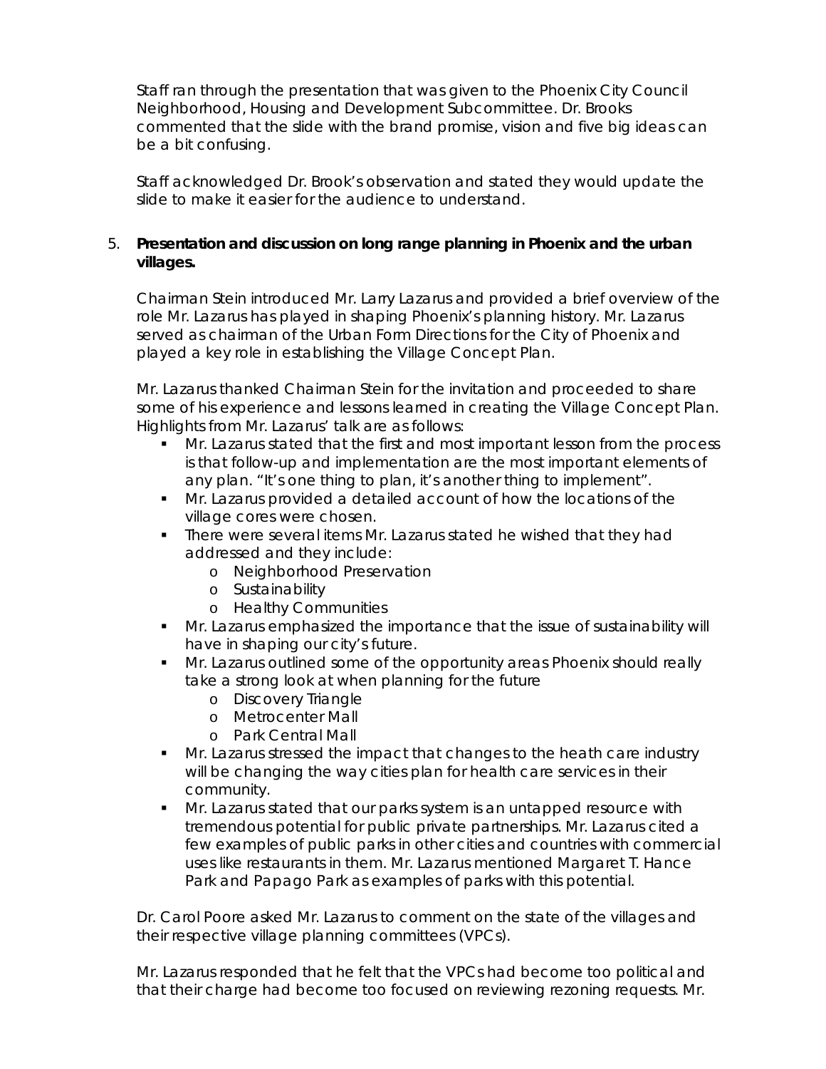Staff ran through the presentation that was given to the Phoenix City Council Neighborhood, Housing and Development Subcommittee. Dr. Brooks commented that the slide with the brand promise, vision and five big ideas can be a bit confusing.

Staff acknowledged Dr. Brook's observation and stated they would update the slide to make it easier for the audience to understand.

5. **Presentation and discussion on long range planning in Phoenix and the urban villages.**

   Chairman Stein introduced Mr. Larry Lazarus and provided a brief overview of the role Mr. Lazarus has played in shaping Phoenix's planning history. Mr. Lazarus served as chairman of the Urban Form Directions for the City of Phoenix and played a key role in establishing the Village Concept Plan.

   Mr. Lazarus thanked Chairman Stein for the invitation and proceeded to share some of his experience and lessons learned in creating the Village Concept Plan. Highlights from Mr. Lazarus' talk are as follows:

   - Mr. Lazarus stated that the first and most important lesson from the process is that follow-up and implementation are the most important elements of any plan. "It's one thing to plan, it's another thing to implement".
   - Mr. Lazarus provided a detailed account of how the locations of the village cores were chosen.
   - There were several items Mr. Lazarus stated he wished that they had addressed and they include:
     - Neighborhood Preservation
     - Sustainability
     - Healthy Communities
   - Mr. Lazarus emphasized the importance that the issue of sustainability will have in shaping our city's future.
   - Mr. Lazarus outlined some of the opportunity areas Phoenix should really take a strong look at when planning for the future
     - Discovery Triangle
     - Metrocenter Mall
     - Park Central Mall
   - Mr. Lazarus stressed the impact that changes to the heath care industry will be changing the way cities plan for health care services in their community.
   - Mr. Lazarus stated that our parks system is an untapped resource with tremendous potential for public private partnerships. Mr. Lazarus cited a few examples of public parks in other cities and countries with commercial uses like restaurants in them. Mr. Lazarus mentioned Margaret T. Hance Park and Papago Park as examples of parks with this potential.

   Dr. Carol Poore asked Mr. Lazarus to comment on the state of the villages and their respective village planning committees (VPCs).

   Mr. Lazarus responded that he felt that the VPCs had become too political and that their charge had become too focused on reviewing rezoning requests. Mr.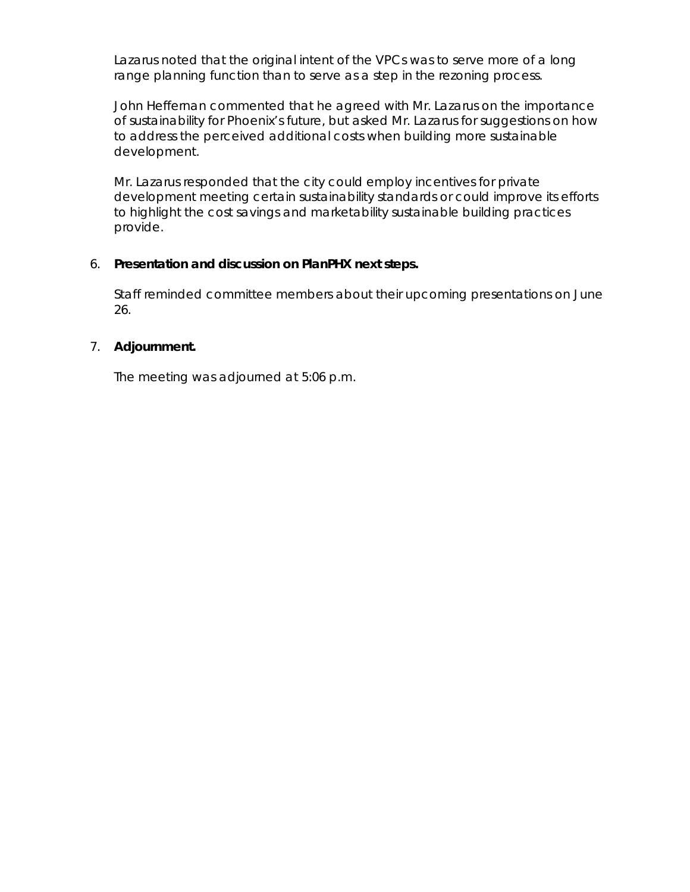Lazarus noted that the original intent of the VPCs was to serve more of a long range planning function than to serve as a step in the rezoning process.

John Heffernan commented that he agreed with Mr. Lazarus on the importance of sustainability for Phoenix's future, but asked Mr. Lazarus for suggestions on how to address the perceived additional costs when building more sustainable development.

Mr. Lazarus responded that the city could employ incentives for private development meeting certain sustainability standards or could improve its efforts to highlight the cost savings and marketability sustainable building practices provide.

6. **Presentation and discussion on PlanPHX next steps.**

   Staff reminded committee members about their upcoming presentations on June 26.

7. **Adjournment.**

   The meeting was adjourned at 5:06 p.m.